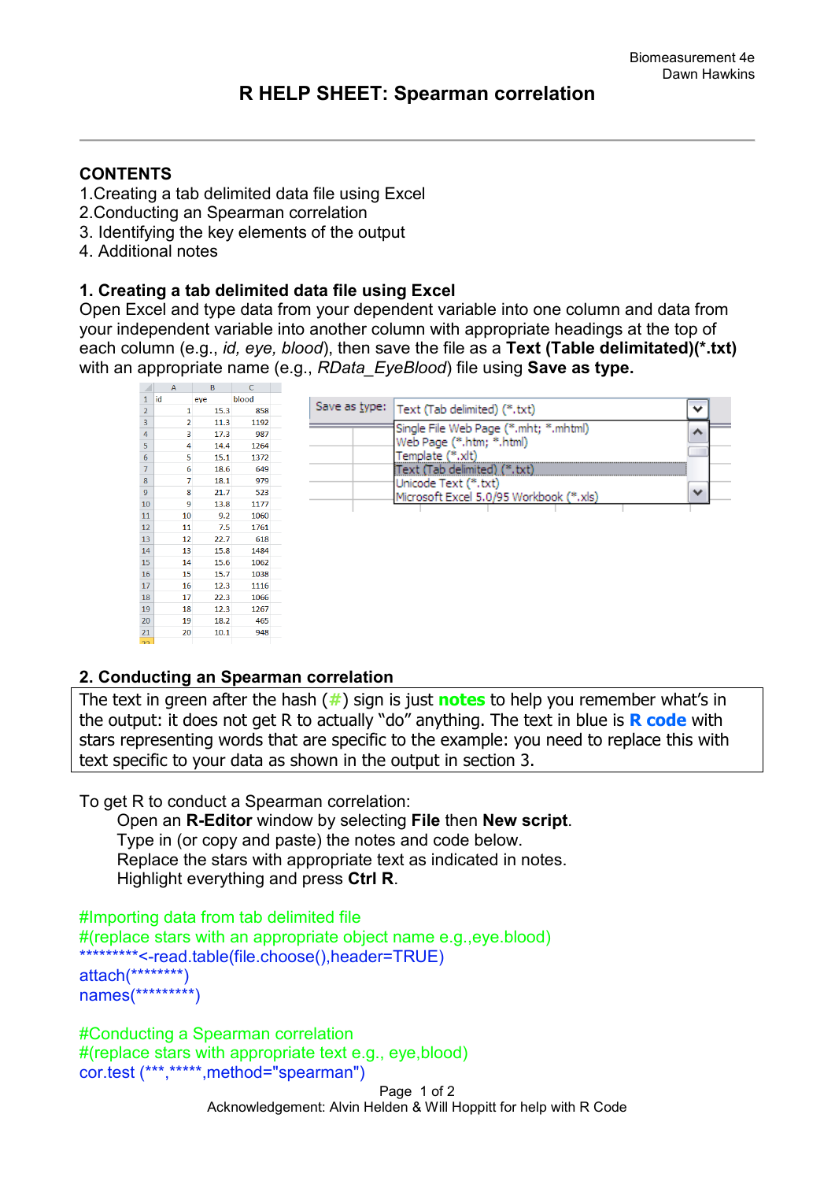# R HELP SHEET: Spearman correlation

## CONTENTS

1.Creating a tab delimited data file using Excel
2.Conducting an Spearman correlation
3. Identifying the key elements of the output
4. Additional notes

## 1. Creating a tab delimited data file using Excel

Open Excel and type data from your dependent variable into one column and data from your independent variable into another column with appropriate headings at the top of each column (e.g., *id, eye, blood*), then save the file as a **Text (Table delimitated)(*.txt)** with an appropriate name (e.g., *RData_EyeBlood*) file using **Save as type.**

| | A | B | C |
|---|---|---|---|
| 1 | id | eye | blood |
| 2 | 1 | 15.3 | 858 |
| 3 | 2 | 11.3 | 1192 |
| 4 | 3 | 17.3 | 987 |
| 5 | 4 | 14.4 | 1264 |
| 6 | 5 | 15.1 | 1372 |
| 7 | 6 | 18.6 | 649 |
| 8 | 7 | 18.1 | 979 |
| 9 | 8 | 21.7 | 523 |
| 10 | 9 | 13.8 | 1177 |
| 11 | 10 | 9.2 | 1060 |
| 12 | 11 | 7.5 | 1761 |
| 13 | 12 | 22.7 | 618 |
| 14 | 13 | 15.8 | 1484 |
| 15 | 14 | 15.6 | 1062 |
| 16 | 15 | 15.7 | 1038 |
| 17 | 16 | 12.3 | 1116 |
| 18 | 17 | 22.3 | 1066 |
| 19 | 18 | 12.3 | 1267 |
| 20 | 19 | 18.2 | 465 |
| 21 | 20 | 10.1 | 948 |

Save as type: Text (Tab delimited) (*.txt)

- Single File Web Page (*.mht; *.mhtml)
- Web Page (*.htm; *.html)
- Template (*.xlt)
- Text (Tab delimited) (*.txt)
- Unicode Text (*.txt)
- Microsoft Excel 5.0/95 Workbook (*.xls)

## 2. Conducting an Spearman correlation

The text in green after the hash (#) sign is just **notes** to help you remember what's in the output: it does not get R to actually "do" anything. The text in blue is **R code** with stars representing words that are specific to the example: you need to replace this with text specific to your data as shown in the output in section 3.

To get R to conduct a Spearman correlation:

Open an **R-Editor** window by selecting **File** then **New script**.
Type in (or copy and paste) the notes and code below.
Replace the stars with appropriate text as indicated in notes.
Highlight everything and press **Ctrl R**.

```
#Importing data from tab delimited file
#(replace stars with an appropriate object name e.g.,eye.blood)
*********<-read.table(file.choose(),header=TRUE)
attach(********)
names(*********)

#Conducting a Spearman correlation
#(replace stars with appropriate text e.g., eye,blood)
cor.test (***,*****,method="spearman")
```

Acknowledgement: Alvin Helden & Will Hoppitt for help with R Code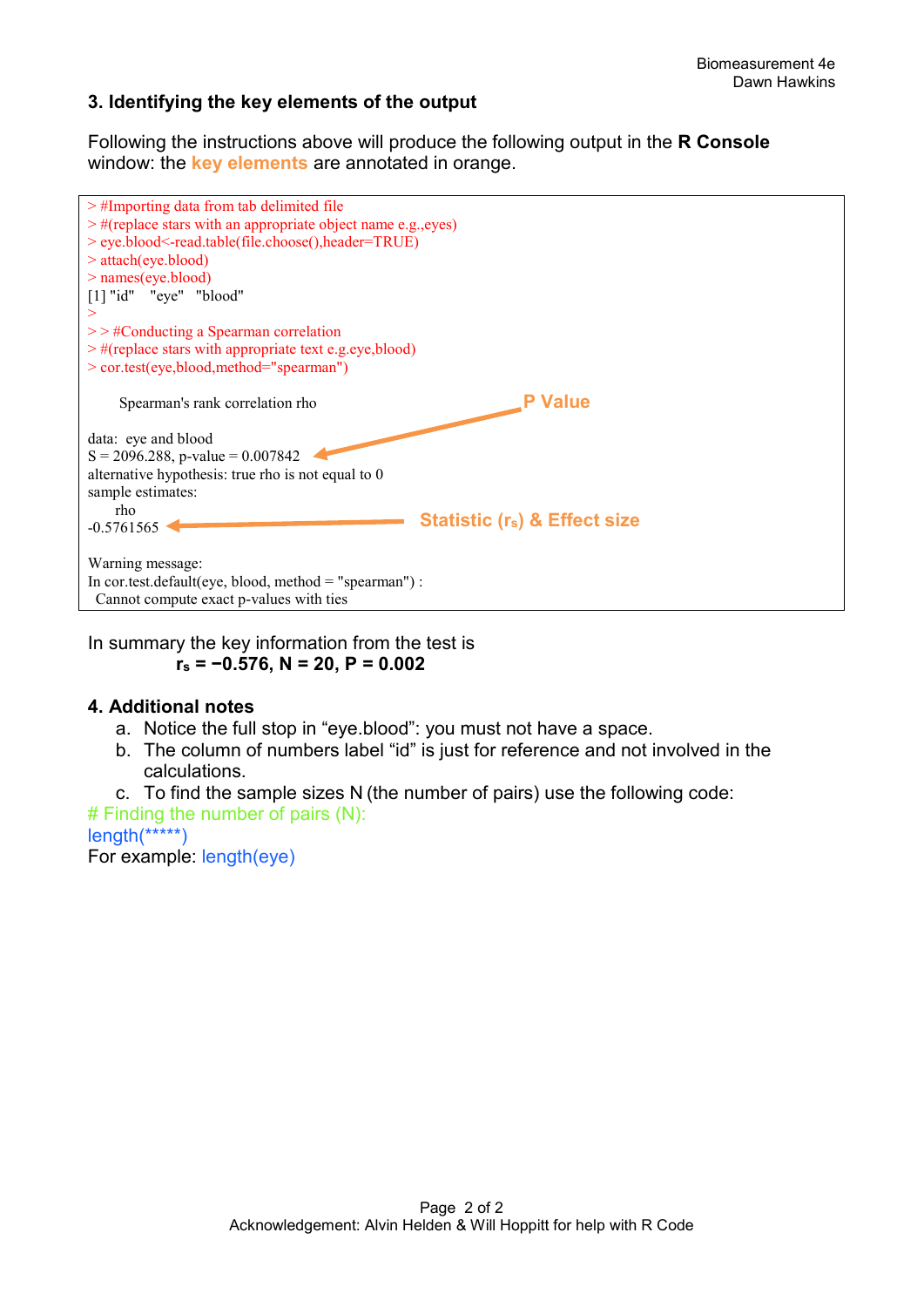### 3. Identifying the key elements of the output

Following the instructions above will produce the following output in the **R Console** window: the **key elements** are annotated in orange.

```
> #Importing data from tab delimited file
> #(replace stars with an appropriate object name e.g.,eyes)
> eye.blood<-read.table(file.choose(),header=TRUE)
> attach(eye.blood)
> names(eye.blood)
[1] "id"    "eye"   "blood"
>
> > #Conducting a Spearman correlation
> #(replace stars with appropriate text e.g.eye,blood)
> cor.test(eye,blood,method="spearman")

        Spearman's rank correlation rho

data:  eye and blood
S = 2096.288, p-value = 0.007842
alternative hypothesis: true rho is not equal to 0
sample estimates:
       rho
-0.5761565

Warning message:
In cor.test.default(eye, blood, method = "spearman") :
  Cannot compute exact p-values with ties
```

P Value

Statistic ($r_s$) & Effect size

In summary the key information from the test is

**$r_s = -0.576$, N = 20, P = 0.002**

### 4. Additional notes

a. Notice the full stop in "eye.blood": you must not have a space.
b. The column of numbers label "id" is just for reference and not involved in the calculations.
c. To find the sample sizes N (the number of pairs) use the following code:

```
# Finding the number of pairs (N):
length(*****)
```

For example: `length(eye)`

Acknowledgement: Alvin Helden & Will Hoppitt for help with R Code